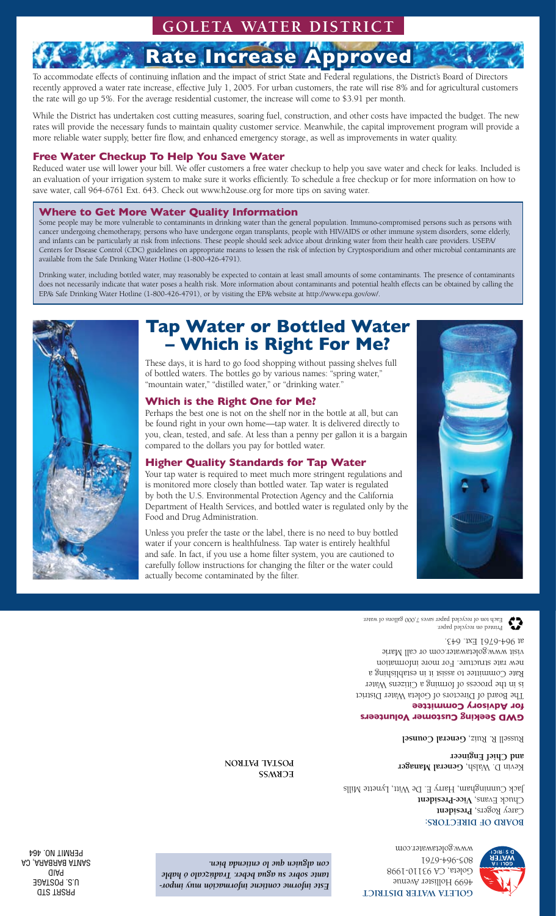# GOLETA WATER DISTRICT

# Rate Increase Approved

To accommodate effects of continuing inflation and the impact of strict State and Federal regulations, the District's Board of Directors recently approved a water rate increase, effective July 1, 2005. For urban customers, the rate will rise 8% and for agricultural customers the rate will go up 5%. For the average residential customer, the increase will come to $3.91 per month.

While the District has undertaken cost cutting measures, soaring fuel, construction, and other costs have impacted the budget. The new rates will provide the necessary funds to maintain quality customer service. Meanwhile, the capital improvement program will provide a more reliable water supply, better fire flow, and enhanced emergency storage, as well as improvements in water quality.

### Free Water Checkup To Help You Save Water

Reduced water use will lower your bill. We offer customers a free water checkup to help you save water and check for leaks. Included is an evaluation of your irrigation system to make sure it works efficiently. To schedule a free checkup or for more information on how to save water, call 964-6761 Ext. 643. Check out www.h2ouse.org for more tips on saving water.

### Where to Get More Water Quality Information

Some people may be more vulnerable to contaminants in drinking water than the general population. Immuno-compromised persons such as persons with cancer undergoing chemotherapy, persons who have undergone organ transplants, people with HIV/AIDS or other immune system disorders, some elderly, and infants can be particularly at risk from infections. These people should seek advice about drinking water from their health care providers. USEPA/Centers for Disease Control (CDC) guidelines on appropriate means to lessen the risk of infection by Cryptosporidium and other microbial contaminants are available from the Safe Drinking Water Hotline (1-800-426-4791).

Drinking water, including bottled water, may reasonably be expected to contain at least small amounts of some contaminants. The presence of contaminants does not necessarily indicate that water poses a health risk. More information about contaminants and potential health effects can be obtained by calling the EPA's Safe Drinking Water Hotline (1-800-426-4791), or by visiting the EPA's website at http://www.epa.gov/ow/.

## Tap Water or Bottled Water – Which is Right For Me?

These days, it is hard to go food shopping without passing shelves full of bottled waters. The bottles go by various names: "spring water," "mountain water," "distilled water," or "drinking water."

### Which is the Right One for Me?

Perhaps the best one is not on the shelf nor in the bottle at all, but can be found right in your own home—tap water. It is delivered directly to you, clean, tested, and safe. At less than a penny per gallon it is a bargain compared to the dollars you pay for bottled water.

### Higher Quality Standards for Tap Water

Your tap water is required to meet much more stringent regulations and is monitored more closely than bottled water. Tap water is regulated by both the U.S. Environmental Protection Agency and the California Department of Health Services, and bottled water is regulated only by the Food and Drug Administration.

Unless you prefer the taste or the label, there is no need to buy bottled water if your concern is healthfulness. Tap water is entirely healthful and safe. In fact, if you use a home filter system, you are cautioned to carefully follow instructions for changing the filter or the water could actually become contaminated by the filter.

**GOLETA WATER DISTRICT**
4699 Hollister Avenue
Goleta, CA 93110-1998
805-964-6761
www.goletawater.com

**BOARD OF DIRECTORS:**
Carey Rogers, **President**
Chuck Evans, **Vice-President**
Jack Cunningham, Harry E. De Witt, Lynette Mills

Kevin D. Walsh, **General Manager and Chief Engineer**

Russell R. Ruiz, **General Counsel**

### GWD Seeking Customer Volunteers for Advisory Committee

The Board of Directors of Goleta Water District is in the process of forming a Citizens Water Rate Committee to assist it in establishing a new rate structure. For more information visit www.goletawater.com or call Marie at 964-6761 Ext. 643.

Printed on recycled paper
Each ton of recycled paper saves 7,000 gallons of water

*Este informe contiene información muy importante sobre su agua beber. Tradúzcalo ó hable con alguien que lo entienda bien.*

ECRWSS
POSTAL PATRON

PRSRT STD
U.S. POSTAGE
PAID
SANTA BARBARA, CA
PERMIT NO. 464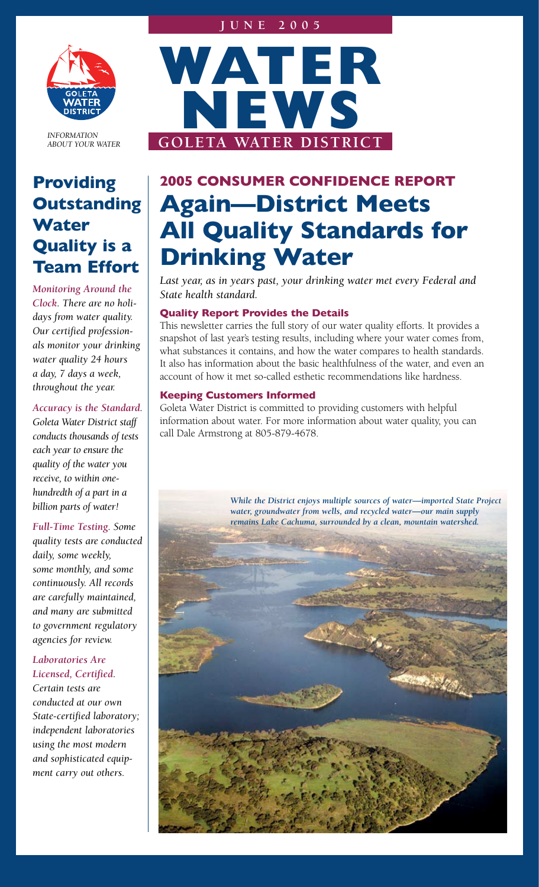JUNE 2005

# WATER NEWS

GOLETA WATER DISTRICT

*INFORMATION ABOUT YOUR WATER*

## Providing Outstanding Water Quality is a Team Effort

***Monitoring Around the Clock.*** *There are no holidays from water quality. Our certified professionals monitor your drinking water quality 24 hours a day, 7 days a week, throughout the year.*

***Accuracy is the Standard.*** *Goleta Water District staff conducts thousands of tests each year to ensure the quality of the water you receive, to within one-hundredth of a part in a billion parts of water!*

***Full-Time Testing.*** *Some quality tests are conducted daily, some weekly, some monthly, and some continuously. All records are carefully maintained, and many are submitted to government regulatory agencies for review.*

***Laboratories Are Licensed, Certified.*** *Certain tests are conducted at our own State-certified laboratory; independent laboratories using the most modern and sophisticated equipment carry out others.*

## 2005 CONSUMER CONFIDENCE REPORT

# Again—District Meets All Quality Standards for Drinking Water

*Last year, as in years past, your drinking water met every Federal and State health standard.*

### Quality Report Provides the Details

This newsletter carries the full story of our water quality efforts. It provides a snapshot of last year's testing results, including where your water comes from, what substances it contains, and how the water compares to health standards. It also has information about the basic healthfulness of the water, and even an account of how it met so-called esthetic recommendations like hardness.

### Keeping Customers Informed

Goleta Water District is committed to providing customers with helpful information about water. For more information about water quality, you can call Dale Armstrong at 805-879-4678.

*While the District enjoys multiple sources of water—imported State Project water, groundwater from wells, and recycled water—our main supply remains Lake Cachuma, surrounded by a clean, mountain watershed.*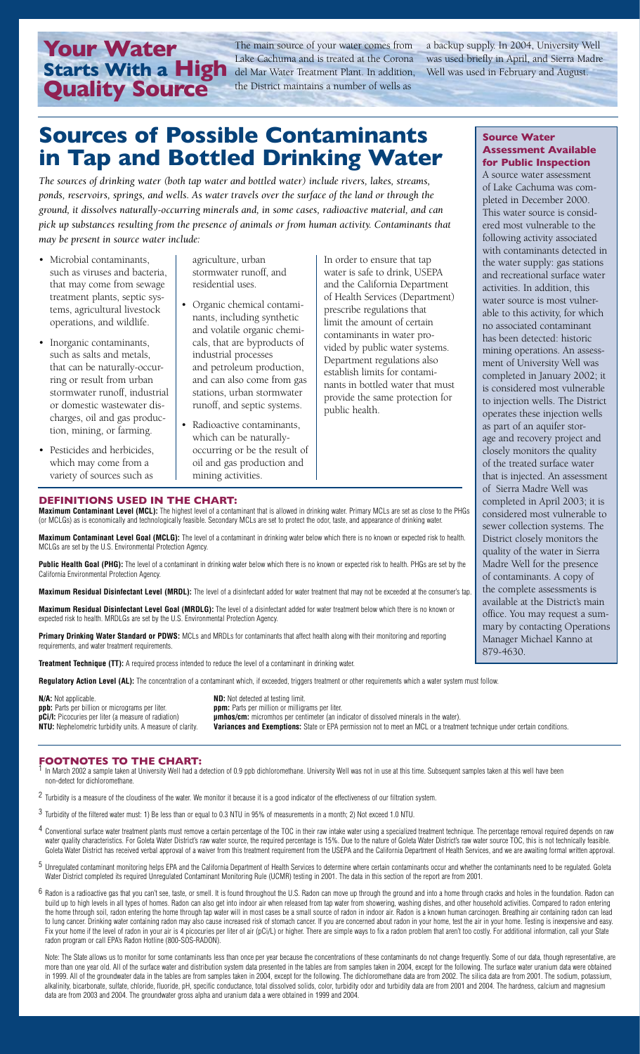# Your Water Starts With a High Quality Source

The main source of your water comes from Lake Cachuma and is treated at the Corona del Mar Water Treatment Plant. In addition, the District maintains a number of wells as a backup supply. In 2004, University Well was used briefly in April, and Sierra Madre Well was used in February and August.

# Sources of Possible Contaminants in Tap and Bottled Drinking Water

*The sources of drinking water (both tap water and bottled water) include rivers, lakes, streams, ponds, reservoirs, springs, and wells. As water travels over the surface of the land or through the ground, it dissolves naturally-occurring minerals and, in some cases, radioactive material, and can pick up substances resulting from the presence of animals or from human activity. Contaminants that may be present in source water include:*

- Microbial contaminants, such as viruses and bacteria, that may come from sewage treatment plants, septic systems, agricultural livestock operations, and wildlife.
- Inorganic contaminants, such as salts and metals, that can be naturally-occurring or result from urban stormwater runoff, industrial or domestic wastewater discharges, oil and gas production, mining, or farming.
- Pesticides and herbicides, which may come from a variety of sources such as agriculture, urban stormwater runoff, and residential uses.
- Organic chemical contaminants, including synthetic and volatile organic chemicals, that are byproducts of industrial processes and petroleum production, and can also come from gas stations, urban stormwater runoff, and septic systems.
- Radioactive contaminants, which can be naturally-occurring or be the result of oil and gas production and mining activities.

In order to ensure that tap water is safe to drink, USEPA and the California Department of Health Services (Department) prescribe regulations that limit the amount of certain contaminants in water provided by public water systems. Department regulations also establish limits for contaminants in bottled water that must provide the same protection for public health.

### Source Water Assessment Available for Public Inspection

A source water assessment of Lake Cachuma was completed in December 2000. This water source is considered most vulnerable to the following activity associated with contaminants detected in the water supply: gas stations and recreational surface water activities. In addition, this water source is most vulnerable to this activity, for which no associated contaminant has been detected: historic mining operations. An assessment of University Well was completed in January 2002; it is considered most vulnerable to injection wells. The District operates these injection wells as part of an aquifer storage and recovery project and closely monitors the quality of the treated surface water that is injected. An assessment of Sierra Madre Well was completed in April 2003; it is considered most vulnerable to sewer collection systems. The District closely monitors the quality of the water in Sierra Madre Well for the presence of contaminants. A copy of the complete assessments is available at the District's main office. You may request a summary by contacting Operations Manager Michael Kanno at 879-4630.

### DEFINITIONS USED IN THE CHART:

**Maximum Contaminant Level (MCL):** The highest level of a contaminant that is allowed in drinking water. Primary MCLs are set as close to the PHGs (or MCLGs) as is economically and technologically feasible. Secondary MCLs are set to protect the odor, taste, and appearance of drinking water.

**Maximum Contaminant Level Goal (MCLG):** The level of a contaminant in drinking water below which there is no known or expected risk to health. MCLGs are set by the U.S. Environmental Protection Agency.

**Public Health Goal (PHG):** The level of a contaminant in drinking water below which there is no known or expected risk to health. PHGs are set by the California Environmental Protection Agency.

**Maximum Residual Disinfectant Level (MRDL):** The level of a disinfectant added for water treatment that may not be exceeded at the consumer's tap.

**Maximum Residual Disinfectant Level Goal (MRDLG):** The level of a disinfectant added for water treatment below which there is no known or expected risk to health. MRDLGs are set by the U.S. Environmental Protection Agency.

**Primary Drinking Water Standard or PDWS:** MCLs and MRDLs for contaminants that affect health along with their monitoring and reporting requirements, and water treatment requirements.

**Treatment Technique (TT):** A required process intended to reduce the level of a contaminant in drinking water.

**Regulatory Action Level (AL):** The concentration of a contaminant which, if exceeded, triggers treatment or other requirements which a water system must follow.

**N/A:** Not applicable.
**ppb:** Parts per billion or micrograms per liter.
**pCi/l:** Picocuries per liter (a measure of radiation)
**NTU:** Nephelometric turbidity units. A measure of clarity.
**ND:** Not detected at testing limit.
**ppm:** Parts per million or milligrams per liter.
**μmhos/cm:** micromhos per centimeter (an indicator of dissolved minerals in the water).
**Variances and Exemptions:** State or EPA permission not to meet an MCL or a treatment technique under certain conditions.

### FOOTNOTES TO THE CHART:

1 In March 2002 a sample taken at University Well had a detection of 0.9 ppb dichloromethane. University Well was not in use at this time. Subsequent samples taken at this well have been non-detect for dichloromethane.

2 Turbidity is a measure of the cloudiness of the water. We monitor it because it is a good indicator of the effectiveness of our filtration system.

3 Turbidity of the filtered water must: 1) Be less than or equal to 0.3 NTU in 95% of measurements in a month; 2) Not exceed 1.0 NTU.

4 Conventional surface water treatment plants must remove a certain percentage of the TOC in their raw intake water using a specialized treatment technique. The percentage removal required depends on raw water quality characteristics. For Goleta Water District's raw water source, the required percentage is 15%. Due to the nature of Goleta Water District's raw water source TOC, this is not technically feasible. Goleta Water District has received verbal approval of a waiver from this treatment requirement from the USEPA and the California Department of Health Services, and we are awaiting formal written approval.

5 Unregulated contaminant monitoring helps EPA and the California Department of Health Services to determine where certain contaminants occur and whether the contaminants need to be regulated. Goleta Water District completed its required Unregulated Contaminant Monitoring Rule (UCMR) testing in 2001. The data in this section of the report are from 2001.

6 Radon is a radioactive gas that you can't see, taste, or smell. It is found throughout the U.S. Radon can move up through the ground and into a home through cracks and holes in the foundation. Radon can build up to high levels in all types of homes. Radon can also get into indoor air when released from tap water from showering, washing dishes, and other household activities. Compared to radon entering the home through soil, radon entering the home through tap water will in most cases be a small source of radon in indoor air. Radon is a known human carcinogen. Breathing air containing radon can lead to lung cancer. Drinking water containing radon may also cause increased risk of stomach cancer. If you are concerned about radon in your home, test the air in your home. Testing is inexpensive and easy. Fix your home if the level of radon in your air is 4 picocuries per liter of air (pCi/L) or higher. There are simple ways to fix a radon problem that aren't too costly. For additional information, call your State radon program or call EPA's Radon Hotline (800-SOS-RADON).

Note: The State allows us to monitor for some contaminants less than once per year because the concentrations of these contaminants do not change frequently. Some of our data, though representative, are more than one year old. All of the surface water and distribution system data presented in the tables are from samples taken in 2004, except for the following. The surface water uranium data were obtained in 1999. All of the groundwater data in the tables are from samples taken in 2004, except for the following. The dichloromethane data are from 2002. The silica data are from 2001. The sodium, potassium, alkalinity, bicarbonate, sulfate, chloride, fluoride, pH, specific conductance, total dissolved solids, color, turbidity odor and turbidity data are from 2001 and 2004. The hardness, calcium and magnesium data are from 2003 and 2004. The groundwater gross alpha and uranium data were obtained in 1999 and 2004.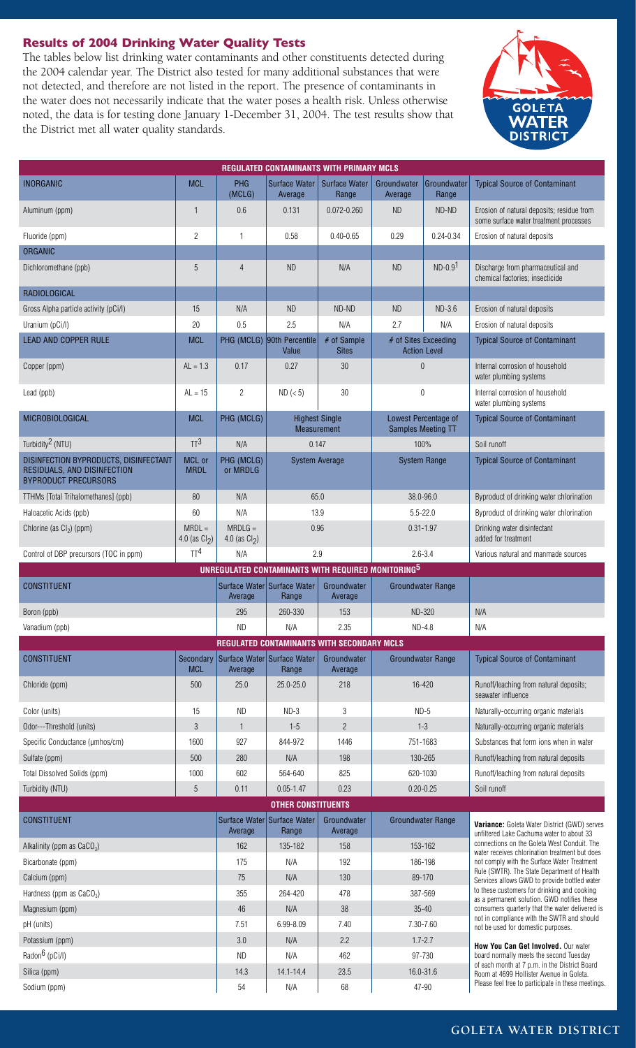## Results of 2004 Drinking Water Quality Tests

The tables below list drinking water contaminants and other constituents detected during the 2004 calendar year. The District also tested for many additional substances that were not detected, and therefore are not listed in the report. The presence of contaminants in the water does not necessarily indicate that the water poses a health risk. Unless otherwise noted, the data is for testing done January 1-December 31, 2004. The test results show that the District met all water quality standards.

| REGULATED CONTAMINANTS WITH PRIMARY MCLS | | | | | | | |
|---|---|---|---|---|---|---|---|
| INORGANIC | MCL | PHG (MCLG) | Surface Water Average | Surface Water Range | Groundwater Average | Groundwater Range | Typical Source of Contaminant |
| Aluminum (ppm) | 1 | 0.6 | 0.131 | 0.072-0.260 | ND | ND-ND | Erosion of natural deposits; residue from some surface water treatment processes |
| Fluoride (ppm) | 2 | 1 | 0.58 | 0.40-0.65 | 0.29 | 0.24-0.34 | Erosion of natural deposits |
| ORGANIC | | | | | | | |
| Dichloromethane (ppb) | 5 | 4 | ND | N/A | ND | ND-0.9[1] | Discharge from pharmaceutical and chemical factories; insecticide |
| RADIOLOGICAL | | | | | | | |
| Gross Alpha particle activity (pCi/l) | 15 | N/A | ND | ND-ND | ND | ND-3.6 | Erosion of natural deposits |
| Uranium (pCi/l) | 20 | 0.5 | 2.5 | N/A | 2.7 | N/A | Erosion of natural deposits |
| LEAD AND COPPER RULE | MCL | PHG (MCLG) | 90th Percentile Value | # of Sample Sites | # of Sites Exceeding Action Level | | Typical Source of Contaminant |
| Copper (ppm) | AL = 1.3 | 0.17 | 0.27 | 30 | 0 | | Internal corrosion of household water plumbing systems |
| Lead (ppb) | AL = 15 | 2 | ND (< 5) | 30 | 0 | | Internal corrosion of household water plumbing systems |
| MICROBIOLOGICAL | MCL | PHG (MCLG) | Highest Single Measurement | | Lowest Percentage of Samples Meeting TT | | Typical Source of Contaminant |
| Turbidity[2] (NTU) | TT[3] | N/A | 0.147 | | 100% | | Soil runoff |
| DISINFECTION BYPRODUCTS, DISINFECTANT RESIDUALS, AND DISINFECTION BYPRODUCT PRECURSORS | MCL or MRDL | PHG (MCLG) or MRDLG | System Average | | System Range | | Typical Source of Contaminant |
| TTHMs [Total Trihalomethanes] (ppb) | 80 | N/A | 65.0 | | 38.0-96.0 | | Byproduct of drinking water chlorination |
| Haloacetic Acids (ppb) | 60 | N/A | 13.9 | | 5.5-22.0 | | Byproduct of drinking water chlorination |
| Chlorine (as $Cl_2$) (ppm) | MRDL = 4.0 (as $Cl_2$) | MRDLG = 4.0 (as $Cl_2$) | 0.96 | | 0.31-1.97 | | Drinking water disinfectant added for treatment |
| Control of DBP precursors (TOC in ppm) | TT[4] | N/A | 2.9 | | 2.6-3.4 | | Various natural and manmade sources |

| UNREGULATED CONTAMINANTS WITH REQUIRED MONITORING[5] | | | | | |
|---|---|---|---|---|---|
| CONSTITUENT | Surface Water Average | Surface Water Range | Groundwater Average | Groundwater Range | |
| Boron (ppb) | 295 | 260-330 | 153 | ND-320 | N/A |
| Vanadium (ppb) | ND | N/A | 2.35 | ND-4.8 | N/A |

| REGULATED CONTAMINANTS WITH SECONDARY MCLS | | | | | | |
|---|---|---|---|---|---|---|
| CONSTITUENT | Secondary MCL | Surface Water Average | Surface Water Range | Groundwater Average | Groundwater Range | Typical Source of Contaminant |
| Chloride (ppm) | 500 | 25.0 | 25.0-25.0 | 218 | 16-420 | Runoff/leaching from natural deposits; seawater influence |
| Color (units) | 15 | ND | ND-3 | 3 | ND-5 | Naturally-occurring organic materials |
| Odor---Threshold (units) | 3 | 1 | 1-5 | 2 | 1-3 | Naturally-occurring organic materials |
| Specific Conductance (µmhos/cm) | 1600 | 927 | 844-972 | 1446 | 751-1683 | Substances that form ions when in water |
| Sulfate (ppm) | 500 | 280 | N/A | 198 | 130-265 | Runoff/leaching from natural deposits |
| Total Dissolved Solids (ppm) | 1000 | 602 | 564-640 | 825 | 620-1030 | Runoff/leaching from natural deposits |
| Turbidity (NTU) | 5 | 0.11 | 0.05-1.47 | 0.23 | 0.20-0.25 | Soil runoff |

| OTHER CONSTITUENTS | | | | |
|---|---|---|---|---|
| CONSTITUENT | Surface Water Average | Surface Water Range | Groundwater Average | Groundwater Range |
| Alkalinity (ppm as $CaCO_3$) | 162 | 135-182 | 158 | 153-162 |
| Bicarbonate (ppm) | 175 | N/A | 192 | 186-198 |
| Calcium (ppm) | 75 | N/A | 130 | 89-170 |
| Hardness (ppm as $CaCO_3$) | 355 | 264-420 | 478 | 387-569 |
| Magnesium (ppm) | 46 | N/A | 38 | 35-40 |
| pH (units) | 7.51 | 6.99-8.09 | 7.40 | 7.30-7.60 |
| Potassium (ppm) | 3.0 | N/A | 2.2 | 1.7-2.7 |
| Radon[6] (pCi/l) | ND | N/A | 462 | 97-730 |
| Silica (ppm) | 14.3 | 14.1-14.4 | 23.5 | 16.0-31.6 |
| Sodium (ppm) | 54 | N/A | 68 | 47-90 |

**Variance:** Goleta Water District (GWD) serves unfiltered Lake Cachuma water to about 33 connections on the Goleta West Conduit. The water receives chlorination treatment but does not comply with the Surface Water Treatment Rule (SWTR). The State Department of Health Services allows GWD to provide bottled water to these customers for drinking and cooking as a permanent solution. GWD notifies these consumers quarterly that the water delivered is not in compliance with the SWTR and should not be used for domestic purposes.

**How You Can Get Involved.** Our water board normally meets the second Tuesday of each month at 7 p.m. in the District Board Room at 4699 Hollister Avenue in Goleta. Please feel free to participate in these meetings.